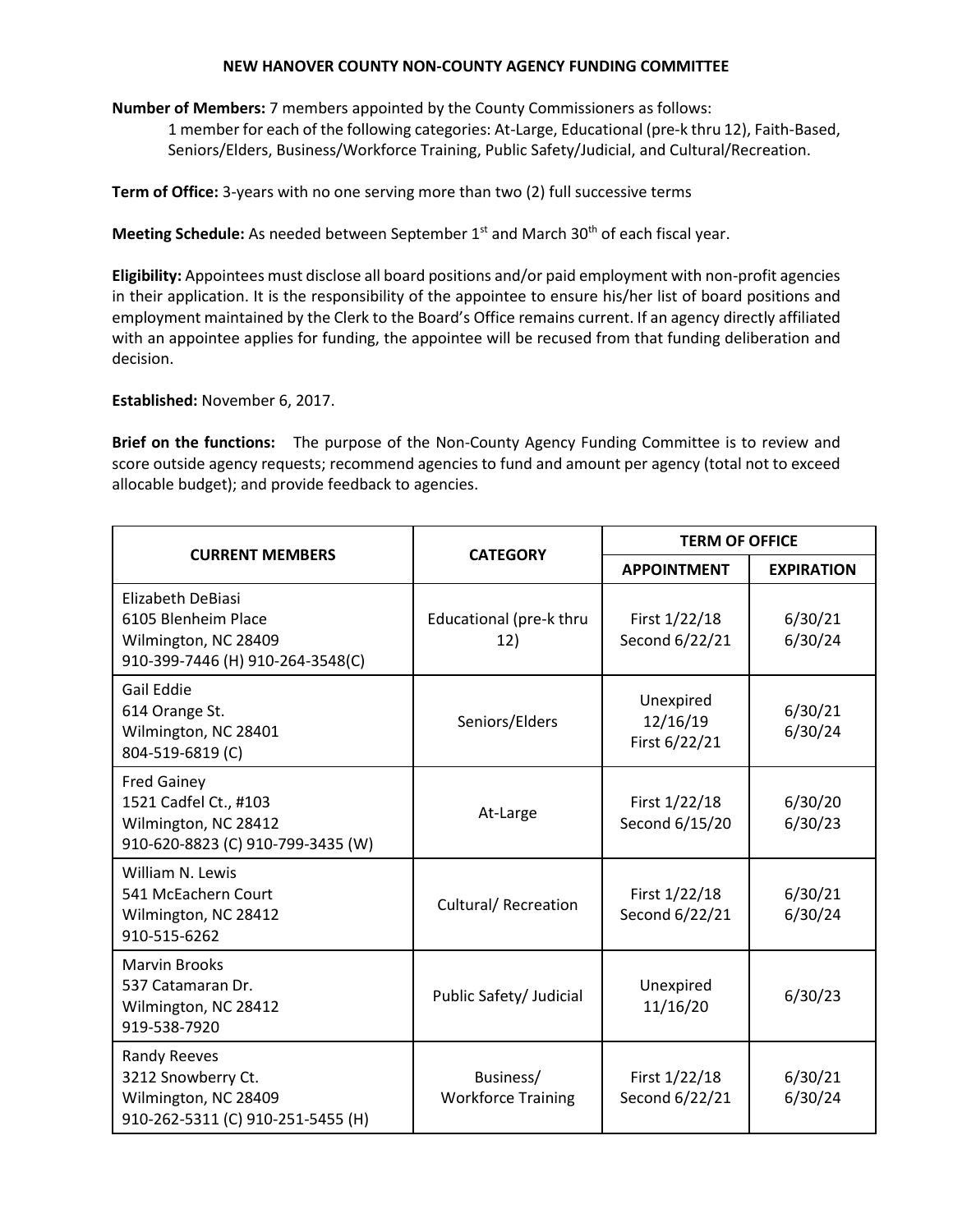# NEW HANOVER COUNTY NON-COUNTY AGENCY FUNDING COMMITTEE

**Number of Members:** 7 members appointed by the County Commissioners as follows:

1 member for each of the following categories: At-Large, Educational (pre-k thru 12), Faith-Based, Seniors/Elders, Business/Workforce Training, Public Safety/Judicial, and Cultural/Recreation.

**Term of Office:** 3-years with no one serving more than two (2) full successive terms

**Meeting Schedule:** As needed between September 1st and March 30th of each fiscal year.

**Eligibility:** Appointees must disclose all board positions and/or paid employment with non-profit agencies in their application. It is the responsibility of the appointee to ensure his/her list of board positions and employment maintained by the Clerk to the Board's Office remains current. If an agency directly affiliated with an appointee applies for funding, the appointee will be recused from that funding deliberation and decision.

**Established:** November 6, 2017.

**Brief on the functions:** The purpose of the Non-County Agency Funding Committee is to review and score outside agency requests; recommend agencies to fund and amount per agency (total not to exceed allocable budget); and provide feedback to agencies.

| CURRENT MEMBERS | CATEGORY | TERM OF OFFICE | |
|---|---|---|---|
| | | APPOINTMENT | EXPIRATION |
| Elizabeth DeBiasi<br>6105 Blenheim Place<br>Wilmington, NC 28409<br>910-399-7446 (H) 910-264-3548(C) | Educational (pre-k thru 12) | First 1/22/18<br>Second 6/22/21 | 6/30/21<br>6/30/24 |
| Gail Eddie<br>614 Orange St.<br>Wilmington, NC 28401<br>804-519-6819 (C) | Seniors/Elders | Unexpired 12/16/19<br>First 6/22/21 | 6/30/21<br>6/30/24 |
| Fred Gainey<br>1521 Cadfel Ct., #103<br>Wilmington, NC 28412<br>910-620-8823 (C) 910-799-3435 (W) | At-Large | First 1/22/18<br>Second 6/15/20 | 6/30/20<br>6/30/23 |
| William N. Lewis<br>541 McEachern Court<br>Wilmington, NC 28412<br>910-515-6262 | Cultural/ Recreation | First 1/22/18<br>Second 6/22/21 | 6/30/21<br>6/30/24 |
| Marvin Brooks<br>537 Catamaran Dr.<br>Wilmington, NC 28412<br>919-538-7920 | Public Safety/ Judicial | Unexpired<br>11/16/20 | 6/30/23 |
| Randy Reeves<br>3212 Snowberry Ct.<br>Wilmington, NC 28409<br>910-262-5311 (C) 910-251-5455 (H) | Business/<br>Workforce Training | First 1/22/18<br>Second 6/22/21 | 6/30/21<br>6/30/24 |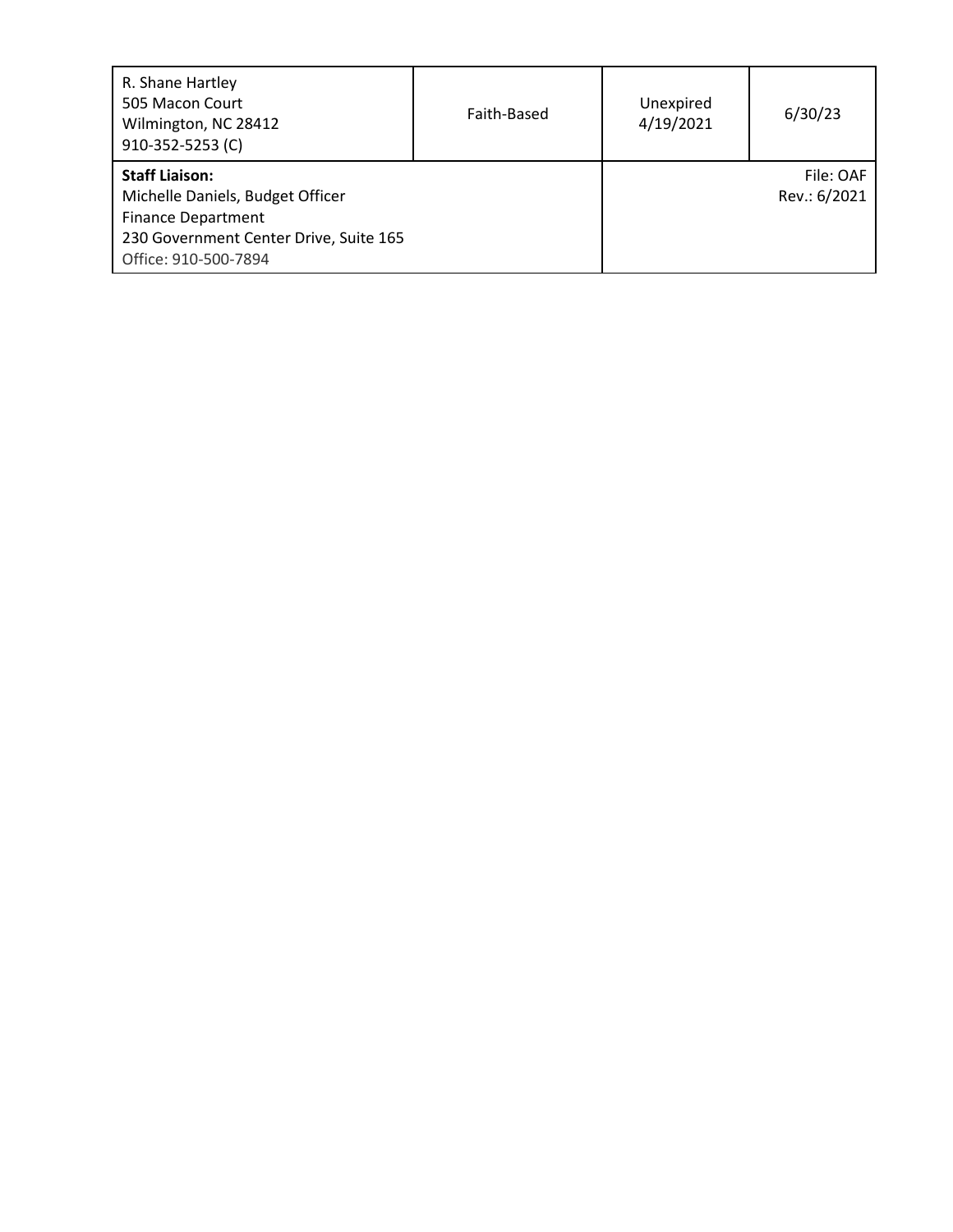| | | | |
|---|---|---|---|
| R. Shane Hartley<br>505 Macon Court<br>Wilmington, NC 28412<br>910-352-5253 (C) | Faith-Based | Unexpired<br>4/19/2021 | 6/30/23 |
| **Staff Liaison:**<br>Michelle Daniels, Budget Officer<br>Finance Department<br>230 Government Center Drive, Suite 165<br>Office: 910-500-7894 | | File: OAF<br>Rev.: 6/2021 | |